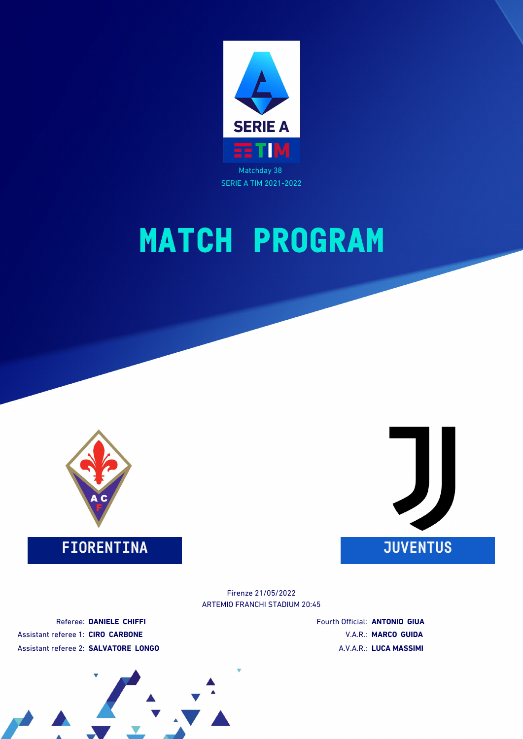Matchday 38

SERIE A TIM 2021-2022

# MATCH PROGRAM

**FIORENTINA**

**JUVENTUS**

Firenze 21/05/2022

ARTEMIO FRANCHI STADIUM 20:45

Referee: **DANIELE CHIFFI**

Assistant referee 1: **CIRO CARBONE**

Assistant referee 2: **SALVATORE LONGO**

Fourth Official: **ANTONIO GIUA**

V.A.R.: **MARCO GUIDA**

A.V.A.R.: **LUCA MASSIMI**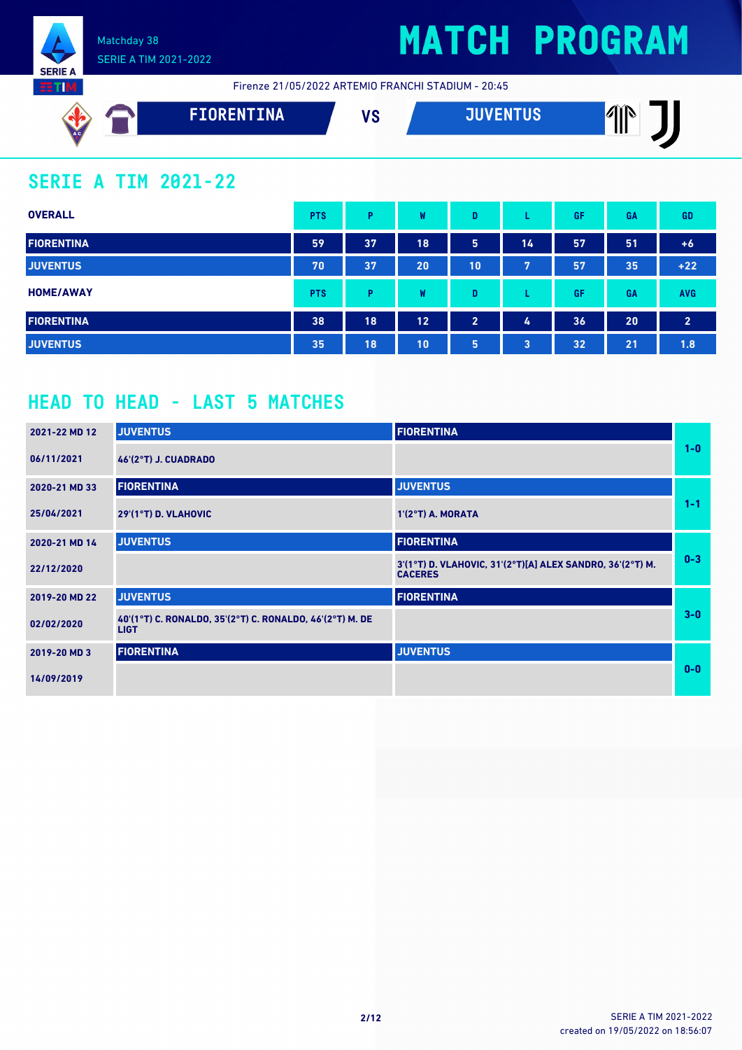Matchday 38
SERIE A TIM 2021-2022

# MATCH PROGRAM

Firenze 21/05/2022 ARTEMIO FRANCHI STADIUM - 20:45

**FIORENTINA** VS **JUVENTUS**

## SERIE A TIM 2021-22

| OVERALL | PTS | P | W | D | L | GF | GA | GD |
|---|---|---|---|---|---|---|---|---|
| FIORENTINA | 59 | 37 | 18 | 5 | 14 | 57 | 51 | +6 |
| JUVENTUS | 70 | 37 | 20 | 10 | 7 | 57 | 35 | +22 |

| HOME/AWAY | PTS | P | W | D | L | GF | GA | AVG |
|---|---|---|---|---|---|---|---|---|
| FIORENTINA | 38 | 18 | 12 | 2 | 4 | 36 | 20 | 2 |
| JUVENTUS | 35 | 18 | 10 | 5 | 3 | 32 | 21 | 1.8 |

## HEAD TO HEAD - LAST 5 MATCHES

| Match | Home | Away | Result |
|---|---|---|---|
| 2021-22 MD 12 06/11/2021 | JUVENTUS: 46'(2°T) J. CUADRADO | FIORENTINA | 1-0 |
| 2020-21 MD 33 25/04/2021 | FIORENTINA: 29'(1°T) D. VLAHOVIC | JUVENTUS: 1'(2°T) A. MORATA | 1-1 |
| 2020-21 MD 14 22/12/2020 | JUVENTUS | FIORENTINA: 3'(1°T) D. VLAHOVIC, 31'(2°T)[A] ALEX SANDRO, 36'(2°T) M. CACERES | 0-3 |
| 2019-20 MD 22 02/02/2020 | JUVENTUS: 40'(1°T) C. RONALDO, 35'(2°T) C. RONALDO, 46'(2°T) M. DE LIGT | FIORENTINA | 3-0 |
| 2019-20 MD 3 14/09/2019 | FIORENTINA | JUVENTUS | 0-0 |

SERIE A TIM 2021-2022
created on 19/05/2022 on 18:56:07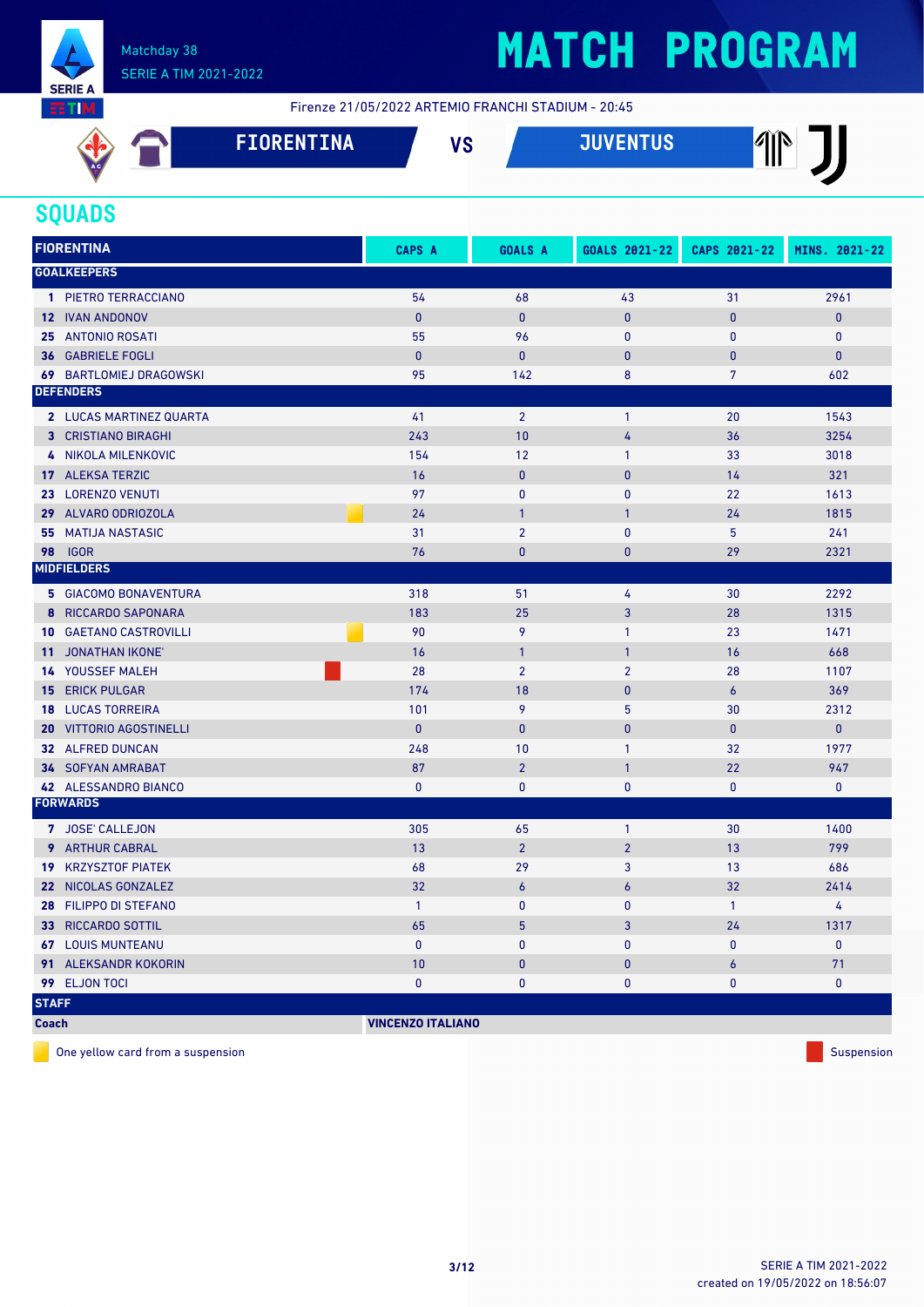# MATCH PROGRAM

Matchday 38
SERIE A TIM 2021-2022

Firenze 21/05/2022 ARTEMIO FRANCHI STADIUM - 20:45

**FIORENTINA** VS **JUVENTUS**

## SQUADS

| FIORENTINA | CAPS A | GOALS A | GOALS 2021-22 | CAPS 2021-22 | MINS. 2021-22 |
|---|---|---|---|---|---|
| **GOALKEEPERS** | | | | | |
| 1 PIETRO TERRACCIANO | 54 | 68 | 43 | 31 | 2961 |
| 12 IVAN ANDONOV | 0 | 0 | 0 | 0 | 0 |
| 25 ANTONIO ROSATI | 55 | 96 | 0 | 0 | 0 |
| 36 GABRIELE FOGLI | 0 | 0 | 0 | 0 | 0 |
| 69 BARTLOMIEJ DRAGOWSKI | 95 | 142 | 8 | 7 | 602 |
| **DEFENDERS** | | | | | |
| 2 LUCAS MARTINEZ QUARTA | 41 | 2 | 1 | 20 | 1543 |
| 3 CRISTIANO BIRAGHI | 243 | 10 | 4 | 36 | 3254 |
| 4 NIKOLA MILENKOVIC | 154 | 12 | 1 | 33 | 3018 |
| 17 ALEKSA TERZIC | 16 | 0 | 0 | 14 | 321 |
| 23 LORENZO VENUTI | 97 | 0 | 0 | 22 | 1613 |
| 29 ALVARO ODRIOZOLA (yellow) | 24 | 1 | 1 | 24 | 1815 |
| 55 MATIJA NASTASIC | 31 | 2 | 0 | 5 | 241 |
| 98 IGOR | 76 | 0 | 0 | 29 | 2321 |
| **MIDFIELDERS** | | | | | |
| 5 GIACOMO BONAVENTURA | 318 | 51 | 4 | 30 | 2292 |
| 8 RICCARDO SAPONARA | 183 | 25 | 3 | 28 | 1315 |
| 10 GAETANO CASTROVILLI (yellow) | 90 | 9 | 1 | 23 | 1471 |
| 11 JONATHAN IKONE' | 16 | 1 | 1 | 16 | 668 |
| 14 YOUSSEF MALEH (red) | 28 | 2 | 2 | 28 | 1107 |
| 15 ERICK PULGAR | 174 | 18 | 0 | 6 | 369 |
| 18 LUCAS TORREIRA | 101 | 9 | 5 | 30 | 2312 |
| 20 VITTORIO AGOSTINELLI | 0 | 0 | 0 | 0 | 0 |
| 32 ALFRED DUNCAN | 248 | 10 | 1 | 32 | 1977 |
| 34 SOFYAN AMRABAT | 87 | 2 | 1 | 22 | 947 |
| 42 ALESSANDRO BIANCO | 0 | 0 | 0 | 0 | 0 |
| **FORWARDS** | | | | | |
| 7 JOSE' CALLEJON | 305 | 65 | 1 | 30 | 1400 |
| 9 ARTHUR CABRAL | 13 | 2 | 2 | 13 | 799 |
| 19 KRZYSZTOF PIATEK | 68 | 29 | 3 | 13 | 686 |
| 22 NICOLAS GONZALEZ | 32 | 6 | 6 | 32 | 2414 |
| 28 FILIPPO DI STEFANO | 1 | 0 | 0 | 1 | 4 |
| 33 RICCARDO SOTTIL | 65 | 5 | 3 | 24 | 1317 |
| 67 LOUIS MUNTEANU | 0 | 0 | 0 | 0 | 0 |
| 91 ALEKSANDR KOKORIN | 10 | 0 | 0 | 6 | 71 |
| 99 ELJON TOCI | 0 | 0 | 0 | 0 | 0 |
| **STAFF** | | | | | |
| Coach | **VINCENZO ITALIANO** | | | | |

One yellow card from a suspension — Suspension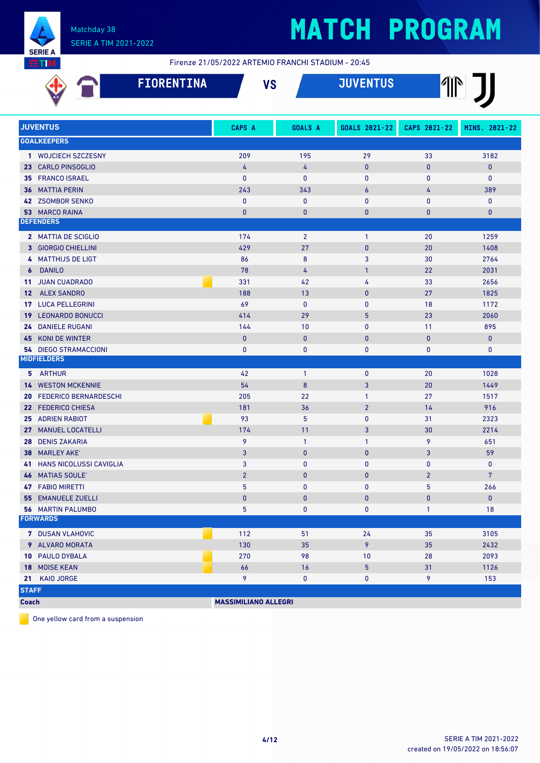# MATCH PROGRAM

Matchday 38
SERIE A TIM 2021-2022

Firenze 21/05/2022 ARTEMIO FRANCHI STADIUM - 20:45

## FIORENTINA VS JUVENTUS

| JUVENTUS | CAPS A | GOALS A | GOALS 2021-22 | CAPS 2021-22 | MINS. 2021-22 |
|---|---|---|---|---|---|
| **GOALKEEPERS** | | | | | |
| 1 WOJCIECH SZCZESNY | 209 | 195 | 29 | 33 | 3182 |
| 23 CARLO PINSOGLIO | 4 | 4 | 0 | 0 | 0 |
| 35 FRANCO ISRAEL | 0 | 0 | 0 | 0 | 0 |
| 36 MATTIA PERIN | 243 | 343 | 6 | 4 | 389 |
| 42 ZSOMBOR SENKO | 0 | 0 | 0 | 0 | 0 |
| 53 MARCO RAINA | 0 | 0 | 0 | 0 | 0 |
| **DEFENDERS** | | | | | |
| 2 MATTIA DE SCIGLIO | 174 | 2 | 1 | 20 | 1259 |
| 3 GIORGIO CHIELLINI | 429 | 27 | 0 | 20 | 1408 |
| 4 MATTHIJS DE LIGT | 86 | 8 | 3 | 30 | 2764 |
| 6 DANILO | 78 | 4 | 1 | 22 | 2031 |
| 11 JUAN CUADRADO 🟨 | 331 | 42 | 4 | 33 | 2656 |
| 12 ALEX SANDRO | 188 | 13 | 0 | 27 | 1825 |
| 17 LUCA PELLEGRINI | 69 | 0 | 0 | 18 | 1172 |
| 19 LEONARDO BONUCCI | 414 | 29 | 5 | 23 | 2060 |
| 24 DANIELE RUGANI | 144 | 10 | 0 | 11 | 895 |
| 45 KONI DE WINTER | 0 | 0 | 0 | 0 | 0 |
| 54 DIEGO STRAMACCIONI | 0 | 0 | 0 | 0 | 0 |
| **MIDFIELDERS** | | | | | |
| 5 ARTHUR | 42 | 1 | 0 | 20 | 1028 |
| 14 WESTON MCKENNIE | 54 | 8 | 3 | 20 | 1449 |
| 20 FEDERICO BERNARDESCHI | 205 | 22 | 1 | 27 | 1517 |
| 22 FEDERICO CHIESA | 181 | 36 | 2 | 14 | 916 |
| 25 ADRIEN RABIOT 🟨 | 93 | 5 | 0 | 31 | 2323 |
| 27 MANUEL LOCATELLI | 174 | 11 | 3 | 30 | 2214 |
| 28 DENIS ZAKARIA | 9 | 1 | 1 | 9 | 651 |
| 38 MARLEY AKE' | 3 | 0 | 0 | 3 | 59 |
| 41 HANS NICOLUSSI CAVIGLIA | 3 | 0 | 0 | 0 | 0 |
| 46 MATIAS SOULE' | 2 | 0 | 0 | 2 | 7 |
| 47 FABIO MIRETTI | 5 | 0 | 0 | 5 | 266 |
| 55 EMANUELE ZUELLI | 0 | 0 | 0 | 0 | 0 |
| 56 MARTIN PALUMBO | 5 | 0 | 0 | 1 | 18 |
| **FORWARDS** | | | | | |
| 7 DUSAN VLAHOVIC 🟨 | 112 | 51 | 24 | 35 | 3105 |
| 9 ALVARO MORATA | 130 | 35 | 9 | 35 | 2432 |
| 10 PAULO DYBALA | 270 | 98 | 10 | 28 | 2093 |
| 18 MOISE KEAN 🟨 | 66 | 16 | 5 | 31 | 1126 |
| 21 KAIO JORGE | 9 | 0 | 0 | 9 | 153 |
| **STAFF** | | | | | |
| **Coach** | **MASSIMILIANO ALLEGRI** | | | | |

🟨 One yellow card from a suspension

SERIE A TIM 2021-2022
created on 19/05/2022 on 18:56:07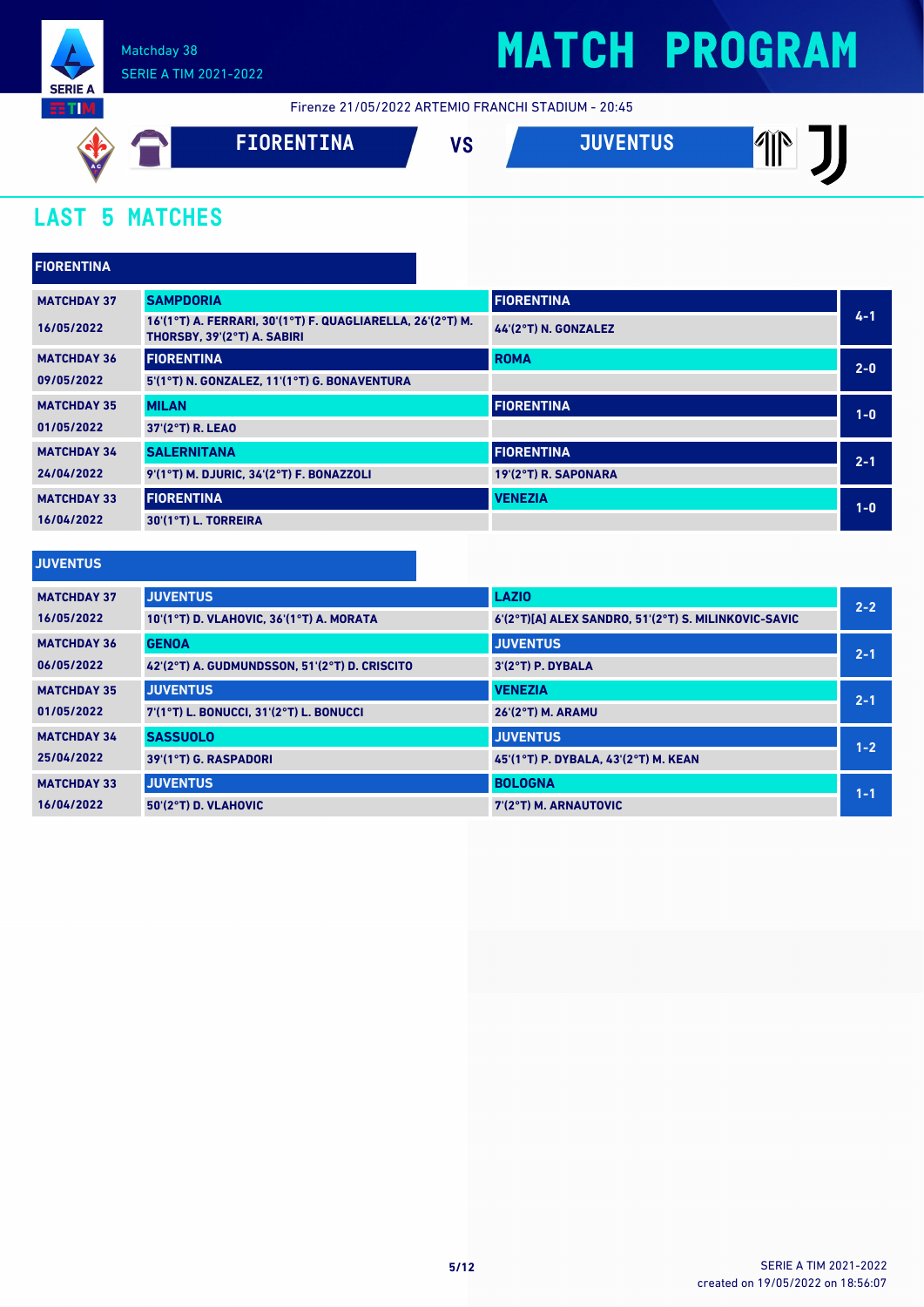Matchday 38

SERIE A TIM 2021-2022

# MATCH PROGRAM

Firenze 21/05/2022 ARTEMIO FRANCHI STADIUM - 20:45

**FIORENTINA** VS **JUVENTUS**

## LAST 5 MATCHES

### FIORENTINA

| Matchday | Home | Away | Score |
|---|---|---|---|
| MATCHDAY 37<br>16/05/2022 | SAMPDORIA<br>16'(1°T) A. FERRARI, 30'(1°T) F. QUAGLIARELLA, 26'(2°T) M. THORSBY, 39'(2°T) A. SABIRI | FIORENTINA<br>44'(2°T) N. GONZALEZ | 4-1 |
| MATCHDAY 36<br>09/05/2022 | FIORENTINA<br>5'(1°T) N. GONZALEZ, 11'(1°T) G. BONAVENTURA | ROMA | 2-0 |
| MATCHDAY 35<br>01/05/2022 | MILAN<br>37'(2°T) R. LEAO | FIORENTINA | 1-0 |
| MATCHDAY 34<br>24/04/2022 | SALERNITANA<br>9'(1°T) M. DJURIC, 34'(2°T) F. BONAZZOLI | FIORENTINA<br>19'(2°T) R. SAPONARA | 2-1 |
| MATCHDAY 33<br>16/04/2022 | FIORENTINA<br>30'(1°T) L. TORREIRA | VENEZIA | 1-0 |

### JUVENTUS

| Matchday | Home | Away | Score |
|---|---|---|---|
| MATCHDAY 37<br>16/05/2022 | JUVENTUS<br>10'(1°T) D. VLAHOVIC, 36'(1°T) A. MORATA | LAZIO<br>6'(2°T)[A] ALEX SANDRO, 51'(2°T) S. MILINKOVIC-SAVIC | 2-2 |
| MATCHDAY 36<br>06/05/2022 | GENOA<br>42'(2°T) A. GUDMUNDSSON, 51'(2°T) D. CRISCITO | JUVENTUS<br>3'(2°T) P. DYBALA | 2-1 |
| MATCHDAY 35<br>01/05/2022 | JUVENTUS<br>7'(1°T) L. BONUCCI, 31'(2°T) L. BONUCCI | VENEZIA<br>26'(2°T) M. ARAMU | 2-1 |
| MATCHDAY 34<br>25/04/2022 | SASSUOLO<br>39'(1°T) G. RASPADORI | JUVENTUS<br>45'(1°T) P. DYBALA, 43'(2°T) M. KEAN | 1-2 |
| MATCHDAY 33<br>16/04/2022 | JUVENTUS<br>50'(2°T) D. VLAHOVIC | BOLOGNA<br>7'(2°T) M. ARNAUTOVIC | 1-1 |

SERIE A TIM 2021-2022
created on 19/05/2022 on 18:56:07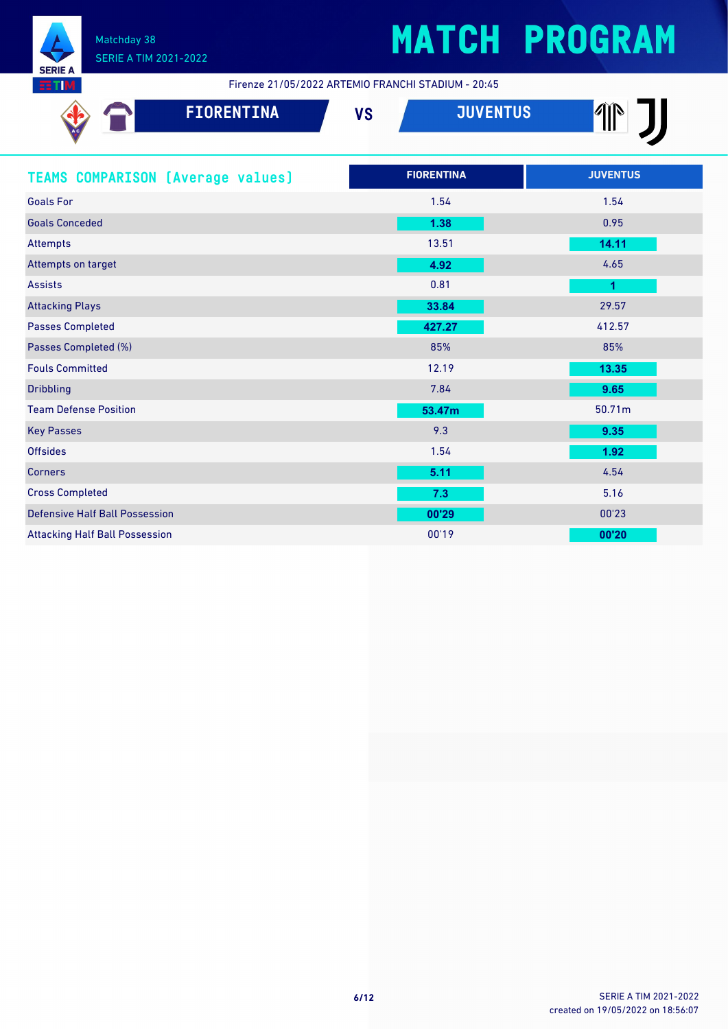# MATCH PROGRAM

Matchday 38
SERIE A TIM 2021-2022

Firenze 21/05/2022 ARTEMIO FRANCHI STADIUM - 20:45

## FIORENTINA VS JUVENTUS

| TEAMS COMPARISON (Average values) | FIORENTINA | JUVENTUS |
|---|---|---|
| Goals For | 1.54 | 1.54 |
| Goals Conceded | **1.38** | 0.95 |
| Attempts | 13.51 | **14.11** |
| Attempts on target | **4.92** | 4.65 |
| Assists | 0.81 | **1** |
| Attacking Plays | **33.84** | 29.57 |
| Passes Completed | **427.27** | 412.57 |
| Passes Completed (%) | 85% | 85% |
| Fouls Committed | 12.19 | **13.35** |
| Dribbling | 7.84 | **9.65** |
| Team Defense Position | **53.47m** | 50.71m |
| Key Passes | 9.3 | **9.35** |
| Offsides | 1.54 | **1.92** |
| Corners | **5.11** | 4.54 |
| Cross Completed | **7.3** | 5.16 |
| Defensive Half Ball Possession | **00'29** | 00'23 |
| Attacking Half Ball Possession | 00'19 | **00'20** |

SERIE A TIM 2021-2022
created on 19/05/2022 on 18:56:07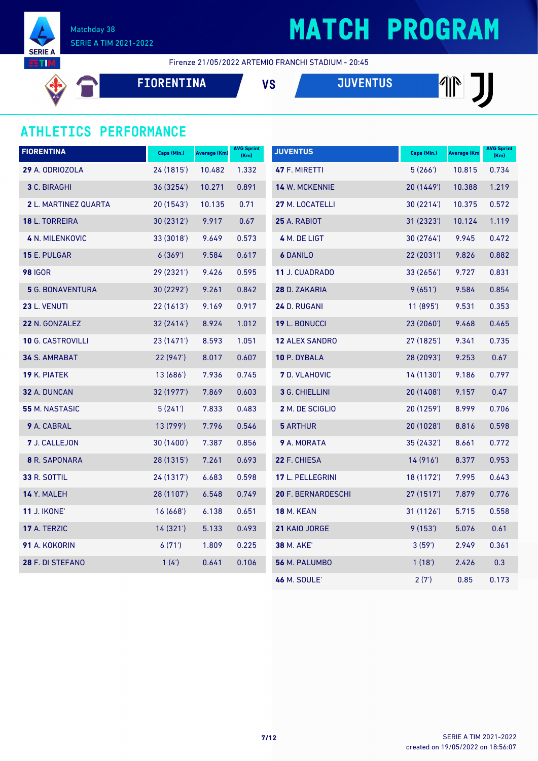Matchday 38

SERIE A TIM 2021-2022

# MATCH PROGRAM

Firenze 21/05/2022 ARTEMIO FRANCHI STADIUM - 20:45

**FIORENTINA** VS **JUVENTUS**

## ATHLETICS PERFORMANCE

| FIORENTINA | Caps (Min.) | Average (Km) | AVG Sprint (Km) |
|---|---|---|---|
| **29** A. ODRIOZOLA | 24 (1815') | 10.482 | 1.332 |
| **3** C. BIRAGHI | 36 (3254') | 10.271 | 0.891 |
| **2** L. MARTINEZ QUARTA | 20 (1543') | 10.135 | 0.71 |
| **18** L. TORREIRA | 30 (2312') | 9.917 | 0.67 |
| **4** N. MILENKOVIC | 33 (3018') | 9.649 | 0.573 |
| **15** E. PULGAR | 6 (369') | 9.584 | 0.617 |
| **98** IGOR | 29 (2321') | 9.426 | 0.595 |
| **5** G. BONAVENTURA | 30 (2292') | 9.261 | 0.842 |
| **23** L. VENUTI | 22 (1613') | 9.169 | 0.917 |
| **22** N. GONZALEZ | 32 (2414') | 8.924 | 1.012 |
| **10** G. CASTROVILLI | 23 (1471') | 8.593 | 1.051 |
| **34** S. AMRABAT | 22 (947') | 8.017 | 0.607 |
| **19** K. PIATEK | 13 (686') | 7.936 | 0.745 |
| **32** A. DUNCAN | 32 (1977') | 7.869 | 0.603 |
| **55** M. NASTASIC | 5 (241') | 7.833 | 0.483 |
| **9** A. CABRAL | 13 (799') | 7.796 | 0.546 |
| **7** J. CALLEJON | 30 (1400') | 7.387 | 0.856 |
| **8** R. SAPONARA | 28 (1315') | 7.261 | 0.693 |
| **33** R. SOTTIL | 24 (1317') | 6.683 | 0.598 |
| **14** Y. MALEH | 28 (1107') | 6.548 | 0.749 |
| **11** J. IKONE' | 16 (668') | 6.138 | 0.651 |
| **17** A. TERZIC | 14 (321') | 5.133 | 0.493 |
| **91** A. KOKORIN | 6 (71') | 1.809 | 0.225 |
| **28** F. DI STEFANO | 1 (4') | 0.641 | 0.106 |

| JUVENTUS | Caps (Min.) | Average (Km) | AVG Sprint (Km) |
|---|---|---|---|
| **47** F. MIRETTI | 5 (266') | 10.815 | 0.734 |
| **14** W. MCKENNIE | 20 (1449') | 10.388 | 1.219 |
| **27** M. LOCATELLI | 30 (2214') | 10.375 | 0.572 |
| **25** A. RABIOT | 31 (2323') | 10.124 | 1.119 |
| **4** M. DE LIGT | 30 (2764') | 9.945 | 0.472 |
| **6** DANILO | 22 (2031') | 9.826 | 0.882 |
| **11** J. CUADRADO | 33 (2656') | 9.727 | 0.831 |
| **28** D. ZAKARIA | 9 (651') | 9.584 | 0.854 |
| **24** D. RUGANI | 11 (895') | 9.531 | 0.353 |
| **19** L. BONUCCI | 23 (2060') | 9.468 | 0.465 |
| **12** ALEX SANDRO | 27 (1825') | 9.341 | 0.735 |
| **10** P. DYBALA | 28 (2093') | 9.253 | 0.67 |
| **7** D. VLAHOVIC | 14 (1130') | 9.186 | 0.797 |
| **3** G. CHIELLINI | 20 (1408') | 9.157 | 0.47 |
| **2** M. DE SCIGLIO | 20 (1259') | 8.999 | 0.706 |
| **5** ARTHUR | 20 (1028') | 8.816 | 0.598 |
| **9** A. MORATA | 35 (2432') | 8.661 | 0.772 |
| **22** F. CHIESA | 14 (916') | 8.377 | 0.953 |
| **17** L. PELLEGRINI | 18 (1172') | 7.995 | 0.643 |
| **20** F. BERNARDESCHI | 27 (1517') | 7.879 | 0.776 |
| **18** M. KEAN | 31 (1126') | 5.715 | 0.558 |
| **21** KAIO JORGE | 9 (153') | 5.076 | 0.61 |
| **38** M. AKE' | 3 (59') | 2.949 | 0.361 |
| **56** M. PALUMBO | 1 (18') | 2.426 | 0.3 |
| **46** M. SOULE' | 2 (7') | 0.85 | 0.173 |

SERIE A TIM 2021-2022
created on 19/05/2022 on 18:56:07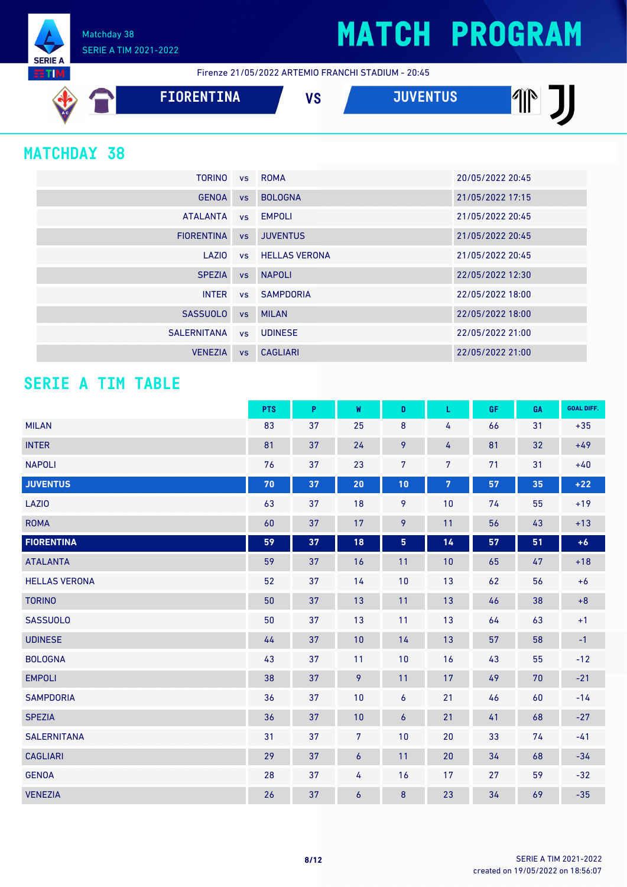# MATCH PROGRAM

Matchday 38
SERIE A TIM 2021-2022

Firenze 21/05/2022 ARTEMIO FRANCHI STADIUM - 20:45

**FIORENTINA** VS **JUVENTUS**

## MATCHDAY 38

| | | | |
|---|---|---|---|
| TORINO | vs | ROMA | 20/05/2022 20:45 |
| GENOA | vs | BOLOGNA | 21/05/2022 17:15 |
| ATALANTA | vs | EMPOLI | 21/05/2022 20:45 |
| FIORENTINA | vs | JUVENTUS | 21/05/2022 20:45 |
| LAZIO | vs | HELLAS VERONA | 21/05/2022 20:45 |
| SPEZIA | vs | NAPOLI | 22/05/2022 12:30 |
| INTER | vs | SAMPDORIA | 22/05/2022 18:00 |
| SASSUOLO | vs | MILAN | 22/05/2022 18:00 |
| SALERNITANA | vs | UDINESE | 22/05/2022 21:00 |
| VENEZIA | vs | CAGLIARI | 22/05/2022 21:00 |

## SERIE A TIM TABLE

| | PTS | P | W | D | L | GF | GA | GOAL DIFF. |
|---|---|---|---|---|---|---|---|---|
| MILAN | 83 | 37 | 25 | 8 | 4 | 66 | 31 | +35 |
| INTER | 81 | 37 | 24 | 9 | 4 | 81 | 32 | +49 |
| NAPOLI | 76 | 37 | 23 | 7 | 7 | 71 | 31 | +40 |
| **JUVENTUS** | **70** | **37** | **20** | **10** | **7** | **57** | **35** | **+22** |
| LAZIO | 63 | 37 | 18 | 9 | 10 | 74 | 55 | +19 |
| ROMA | 60 | 37 | 17 | 9 | 11 | 56 | 43 | +13 |
| **FIORENTINA** | **59** | **37** | **18** | **5** | **14** | **57** | **51** | **+6** |
| ATALANTA | 59 | 37 | 16 | 11 | 10 | 65 | 47 | +18 |
| HELLAS VERONA | 52 | 37 | 14 | 10 | 13 | 62 | 56 | +6 |
| TORINO | 50 | 37 | 13 | 11 | 13 | 46 | 38 | +8 |
| SASSUOLO | 50 | 37 | 13 | 11 | 13 | 64 | 63 | +1 |
| UDINESE | 44 | 37 | 10 | 14 | 13 | 57 | 58 | -1 |
| BOLOGNA | 43 | 37 | 11 | 10 | 16 | 43 | 55 | -12 |
| EMPOLI | 38 | 37 | 9 | 11 | 17 | 49 | 70 | -21 |
| SAMPDORIA | 36 | 37 | 10 | 6 | 21 | 46 | 60 | -14 |
| SPEZIA | 36 | 37 | 10 | 6 | 21 | 41 | 68 | -27 |
| SALERNITANA | 31 | 37 | 7 | 10 | 20 | 33 | 74 | -41 |
| CAGLIARI | 29 | 37 | 6 | 11 | 20 | 34 | 68 | -34 |
| GENOA | 28 | 37 | 4 | 16 | 17 | 27 | 59 | -32 |
| VENEZIA | 26 | 37 | 6 | 8 | 23 | 34 | 69 | -35 |

SERIE A TIM 2021-2022
created on 19/05/2022 on 18:56:07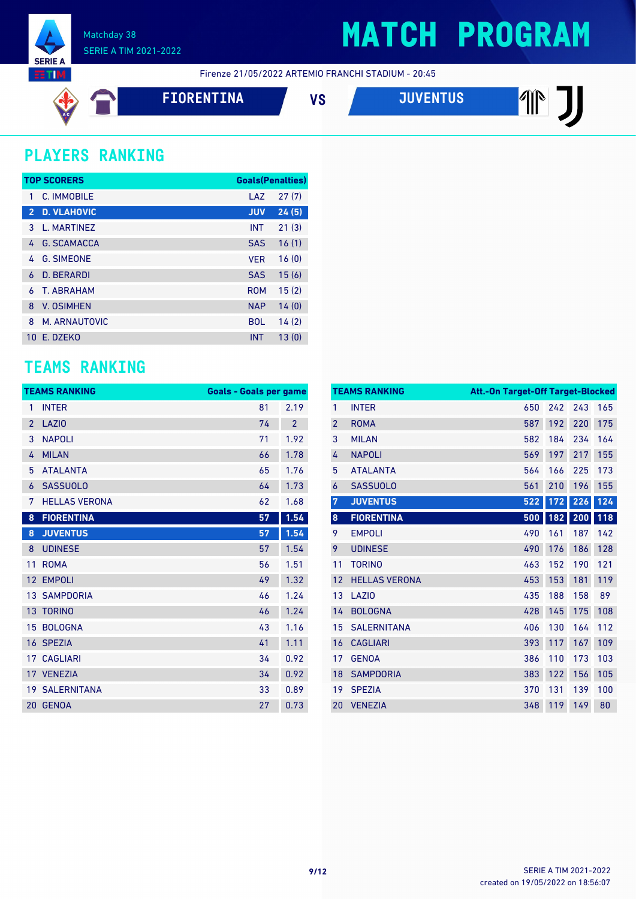# MATCH PROGRAM

Matchday 38
SERIE A TIM 2021-2022

Firenze 21/05/2022 ARTEMIO FRANCHI STADIUM - 20:45

**FIORENTINA** VS **JUVENTUS**

## PLAYERS RANKING

| TOP SCORERS | | | Goals(Penalties) |
|---|---|---|---|
| 1 | C. IMMOBILE | LAZ | 27 (7) |
| 2 | D. VLAHOVIC | JUV | 24 (5) |
| 3 | L. MARTINEZ | INT | 21 (3) |
| 4 | G. SCAMACCA | SAS | 16 (1) |
| 4 | G. SIMEONE | VER | 16 (0) |
| 6 | D. BERARDI | SAS | 15 (6) |
| 6 | T. ABRAHAM | ROM | 15 (2) |
| 8 | V. OSIMHEN | NAP | 14 (0) |
| 8 | M. ARNAUTOVIC | BOL | 14 (2) |
| 10 | E. DZEKO | INT | 13 (0) |

## TEAMS RANKING

| TEAMS RANKING | | Goals | Goals per game |
|---|---|---|---|
| 1 | INTER | 81 | 2.19 |
| 2 | LAZIO | 74 | 2 |
| 3 | NAPOLI | 71 | 1.92 |
| 4 | MILAN | 66 | 1.78 |
| 5 | ATALANTA | 65 | 1.76 |
| 6 | SASSUOLO | 64 | 1.73 |
| 7 | HELLAS VERONA | 62 | 1.68 |
| 8 | FIORENTINA | 57 | 1.54 |
| 8 | JUVENTUS | 57 | 1.54 |
| 8 | UDINESE | 57 | 1.54 |
| 11 | ROMA | 56 | 1.51 |
| 12 | EMPOLI | 49 | 1.32 |
| 13 | SAMPDORIA | 46 | 1.24 |
| 13 | TORINO | 46 | 1.24 |
| 15 | BOLOGNA | 43 | 1.16 |
| 16 | SPEZIA | 41 | 1.11 |
| 17 | CAGLIARI | 34 | 0.92 |
| 17 | VENEZIA | 34 | 0.92 |
| 19 | SALERNITANA | 33 | 0.89 |
| 20 | GENOA | 27 | 0.73 |

| TEAMS RANKING | | Att. | On Target | Off Target | Blocked |
|---|---|---|---|---|---|
| 1 | INTER | 650 | 242 | 243 | 165 |
| 2 | ROMA | 587 | 192 | 220 | 175 |
| 3 | MILAN | 582 | 184 | 234 | 164 |
| 4 | NAPOLI | 569 | 197 | 217 | 155 |
| 5 | ATALANTA | 564 | 166 | 225 | 173 |
| 6 | SASSUOLO | 561 | 210 | 196 | 155 |
| 7 | JUVENTUS | 522 | 172 | 226 | 124 |
| 8 | FIORENTINA | 500 | 182 | 200 | 118 |
| 9 | EMPOLI | 490 | 161 | 187 | 142 |
| 9 | UDINESE | 490 | 176 | 186 | 128 |
| 11 | TORINO | 463 | 152 | 190 | 121 |
| 12 | HELLAS VERONA | 453 | 153 | 181 | 119 |
| 13 | LAZIO | 435 | 188 | 158 | 89 |
| 14 | BOLOGNA | 428 | 145 | 175 | 108 |
| 15 | SALERNITANA | 406 | 130 | 164 | 112 |
| 16 | CAGLIARI | 393 | 117 | 167 | 109 |
| 17 | GENOA | 386 | 110 | 173 | 103 |
| 18 | SAMPDORIA | 383 | 122 | 156 | 105 |
| 19 | SPEZIA | 370 | 131 | 139 | 100 |
| 20 | VENEZIA | 348 | 119 | 149 | 80 |

SERIE A TIM 2021-2022
created on 19/05/2022 on 18:56:07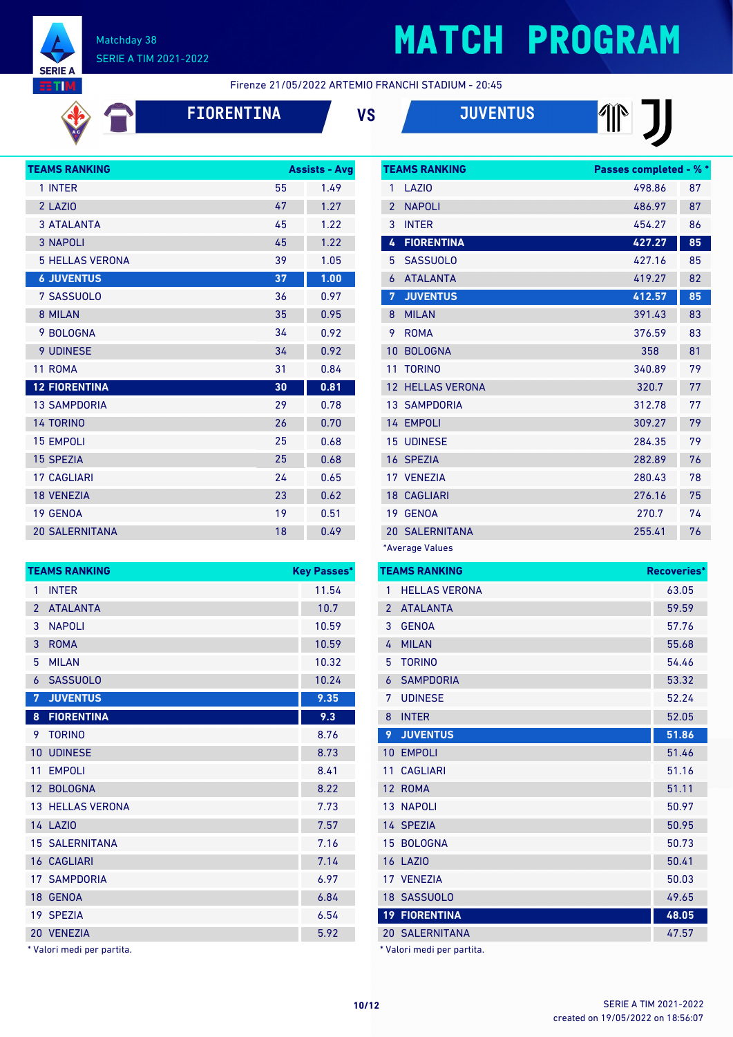Matchday 38
SERIE A TIM 2021-2022

# MATCH PROGRAM

Firenze 21/05/2022 ARTEMIO FRANCHI STADIUM - 20:45

**FIORENTINA** VS **JUVENTUS**

| TEAMS RANKING | Assists | Avg |
|---|---|---|
| 1 INTER | 55 | 1.49 |
| 2 LAZIO | 47 | 1.27 |
| 3 ATALANTA | 45 | 1.22 |
| 3 NAPOLI | 45 | 1.22 |
| 5 HELLAS VERONA | 39 | 1.05 |
| **6 JUVENTUS** | **37** | **1.00** |
| 7 SASSUOLO | 36 | 0.97 |
| 8 MILAN | 35 | 0.95 |
| 9 BOLOGNA | 34 | 0.92 |
| 9 UDINESE | 34 | 0.92 |
| 11 ROMA | 31 | 0.84 |
| **12 FIORENTINA** | **30** | **0.81** |
| 13 SAMPDORIA | 29 | 0.78 |
| 14 TORINO | 26 | 0.70 |
| 15 EMPOLI | 25 | 0.68 |
| 15 SPEZIA | 25 | 0.68 |
| 17 CAGLIARI | 24 | 0.65 |
| 18 VENEZIA | 23 | 0.62 |
| 19 GENOA | 19 | 0.51 |
| 20 SALERNITANA | 18 | 0.49 |

| TEAMS RANKING | Passes completed | % * |
|---|---|---|
| 1 LAZIO | 498.86 | 87 |
| 2 NAPOLI | 486.97 | 87 |
| 3 INTER | 454.27 | 86 |
| **4 FIORENTINA** | **427.27** | **85** |
| 5 SASSUOLO | 427.16 | 85 |
| 6 ATALANTA | 419.27 | 82 |
| **7 JUVENTUS** | **412.57** | **85** |
| 8 MILAN | 391.43 | 83 |
| 9 ROMA | 376.59 | 83 |
| 10 BOLOGNA | 358 | 81 |
| 11 TORINO | 340.89 | 79 |
| 12 HELLAS VERONA | 320.7 | 77 |
| 13 SAMPDORIA | 312.78 | 77 |
| 14 EMPOLI | 309.27 | 79 |
| 15 UDINESE | 284.35 | 79 |
| 16 SPEZIA | 282.89 | 76 |
| 17 VENEZIA | 280.43 | 78 |
| 18 CAGLIARI | 276.16 | 75 |
| 19 GENOA | 270.7 | 74 |
| 20 SALERNITANA | 255.41 | 76 |

*Average Values

| TEAMS RANKING | Key Passes* |
|---|---|
| 1 INTER | 11.54 |
| 2 ATALANTA | 10.7 |
| 3 NAPOLI | 10.59 |
| 3 ROMA | 10.59 |
| 5 MILAN | 10.32 |
| 6 SASSUOLO | 10.24 |
| **7 JUVENTUS** | **9.35** |
| **8 FIORENTINA** | **9.3** |
| 9 TORINO | 8.76 |
| 10 UDINESE | 8.73 |
| 11 EMPOLI | 8.41 |
| 12 BOLOGNA | 8.22 |
| 13 HELLAS VERONA | 7.73 |
| 14 LAZIO | 7.57 |
| 15 SALERNITANA | 7.16 |
| 16 CAGLIARI | 7.14 |
| 17 SAMPDORIA | 6.97 |
| 18 GENOA | 6.84 |
| 19 SPEZIA | 6.54 |
| 20 VENEZIA | 5.92 |

* Valori medi per partita.

| TEAMS RANKING | Recoveries* |
|---|---|
| 1 HELLAS VERONA | 63.05 |
| 2 ATALANTA | 59.59 |
| 3 GENOA | 57.76 |
| 4 MILAN | 55.68 |
| 5 TORINO | 54.46 |
| 6 SAMPDORIA | 53.32 |
| 7 UDINESE | 52.24 |
| 8 INTER | 52.05 |
| **9 JUVENTUS** | **51.86** |
| 10 EMPOLI | 51.46 |
| 11 CAGLIARI | 51.16 |
| 12 ROMA | 51.11 |
| 13 NAPOLI | 50.97 |
| 14 SPEZIA | 50.95 |
| 15 BOLOGNA | 50.73 |
| 16 LAZIO | 50.41 |
| 17 VENEZIA | 50.03 |
| 18 SASSUOLO | 49.65 |
| **19 FIORENTINA** | **48.05** |
| 20 SALERNITANA | 47.57 |

* Valori medi per partita.

SERIE A TIM 2021-2022
created on 19/05/2022 on 18:56:07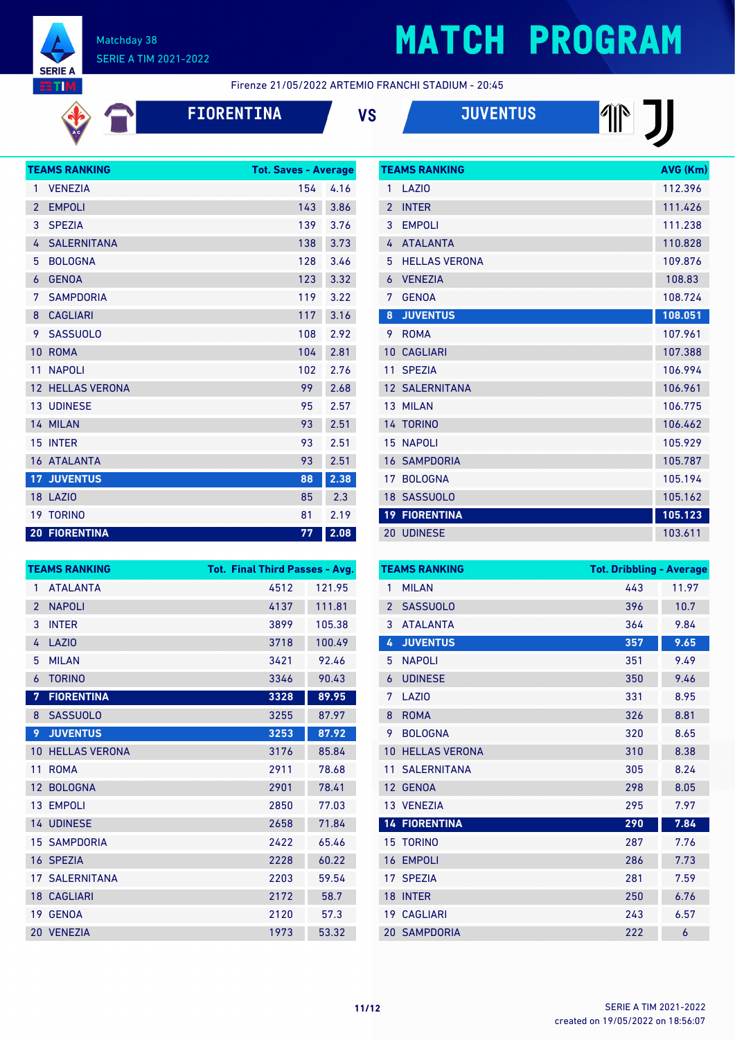Matchday 38

SERIE A TIM 2021-2022

# MATCH PROGRAM

Firenze 21/05/2022 ARTEMIO FRANCHI STADIUM - 20:45

**FIORENTINA** VS **JUVENTUS**

| | TEAMS RANKING | Tot. Saves | Average |
|---|---|---|---|
| 1 | VENEZIA | 154 | 4.16 |
| 2 | EMPOLI | 143 | 3.86 |
| 3 | SPEZIA | 139 | 3.76 |
| 4 | SALERNITANA | 138 | 3.73 |
| 5 | BOLOGNA | 128 | 3.46 |
| 6 | GENOA | 123 | 3.32 |
| 7 | SAMPDORIA | 119 | 3.22 |
| 8 | CAGLIARI | 117 | 3.16 |
| 9 | SASSUOLO | 108 | 2.92 |
| 10 | ROMA | 104 | 2.81 |
| 11 | NAPOLI | 102 | 2.76 |
| 12 | HELLAS VERONA | 99 | 2.68 |
| 13 | UDINESE | 95 | 2.57 |
| 14 | MILAN | 93 | 2.51 |
| 15 | INTER | 93 | 2.51 |
| 16 | ATALANTA | 93 | 2.51 |
| **17** | **JUVENTUS** | **88** | **2.38** |
| 18 | LAZIO | 85 | 2.3 |
| 19 | TORINO | 81 | 2.19 |
| **20** | **FIORENTINA** | **77** | **2.08** |

| | TEAMS RANKING | AVG (Km) |
|---|---|---|
| 1 | LAZIO | 112.396 |
| 2 | INTER | 111.426 |
| 3 | EMPOLI | 111.238 |
| 4 | ATALANTA | 110.828 |
| 5 | HELLAS VERONA | 109.876 |
| 6 | VENEZIA | 108.83 |
| 7 | GENOA | 108.724 |
| **8** | **JUVENTUS** | **108.051** |
| 9 | ROMA | 107.961 |
| 10 | CAGLIARI | 107.388 |
| 11 | SPEZIA | 106.994 |
| 12 | SALERNITANA | 106.961 |
| 13 | MILAN | 106.775 |
| 14 | TORINO | 106.462 |
| 15 | NAPOLI | 105.929 |
| 16 | SAMPDORIA | 105.787 |
| 17 | BOLOGNA | 105.194 |
| 18 | SASSUOLO | 105.162 |
| **19** | **FIORENTINA** | **105.123** |
| 20 | UDINESE | 103.611 |

| | TEAMS RANKING | Tot. Final Third Passes | Avg. |
|---|---|---|---|
| 1 | ATALANTA | 4512 | 121.95 |
| 2 | NAPOLI | 4137 | 111.81 |
| 3 | INTER | 3899 | 105.38 |
| 4 | LAZIO | 3718 | 100.49 |
| 5 | MILAN | 3421 | 92.46 |
| 6 | TORINO | 3346 | 90.43 |
| **7** | **FIORENTINA** | **3328** | **89.95** |
| 8 | SASSUOLO | 3255 | 87.97 |
| **9** | **JUVENTUS** | **3253** | **87.92** |
| 10 | HELLAS VERONA | 3176 | 85.84 |
| 11 | ROMA | 2911 | 78.68 |
| 12 | BOLOGNA | 2901 | 78.41 |
| 13 | EMPOLI | 2850 | 77.03 |
| 14 | UDINESE | 2658 | 71.84 |
| 15 | SAMPDORIA | 2422 | 65.46 |
| 16 | SPEZIA | 2228 | 60.22 |
| 17 | SALERNITANA | 2203 | 59.54 |
| 18 | CAGLIARI | 2172 | 58.7 |
| 19 | GENOA | 2120 | 57.3 |
| 20 | VENEZIA | 1973 | 53.32 |

| | TEAMS RANKING | Tot. Dribbling | Average |
|---|---|---|---|
| 1 | MILAN | 443 | 11.97 |
| 2 | SASSUOLO | 396 | 10.7 |
| 3 | ATALANTA | 364 | 9.84 |
| **4** | **JUVENTUS** | **357** | **9.65** |
| 5 | NAPOLI | 351 | 9.49 |
| 6 | UDINESE | 350 | 9.46 |
| 7 | LAZIO | 331 | 8.95 |
| 8 | ROMA | 326 | 8.81 |
| 9 | BOLOGNA | 320 | 8.65 |
| 10 | HELLAS VERONA | 310 | 8.38 |
| 11 | SALERNITANA | 305 | 8.24 |
| 12 | GENOA | 298 | 8.05 |
| 13 | VENEZIA | 295 | 7.97 |
| **14** | **FIORENTINA** | **290** | **7.84** |
| 15 | TORINO | 287 | 7.76 |
| 16 | EMPOLI | 286 | 7.73 |
| 17 | SPEZIA | 281 | 7.59 |
| 18 | INTER | 250 | 6.76 |
| 19 | CAGLIARI | 243 | 6.57 |
| 20 | SAMPDORIA | 222 | 6 |

SERIE A TIM 2021-2022
created on 19/05/2022 on 18:56:07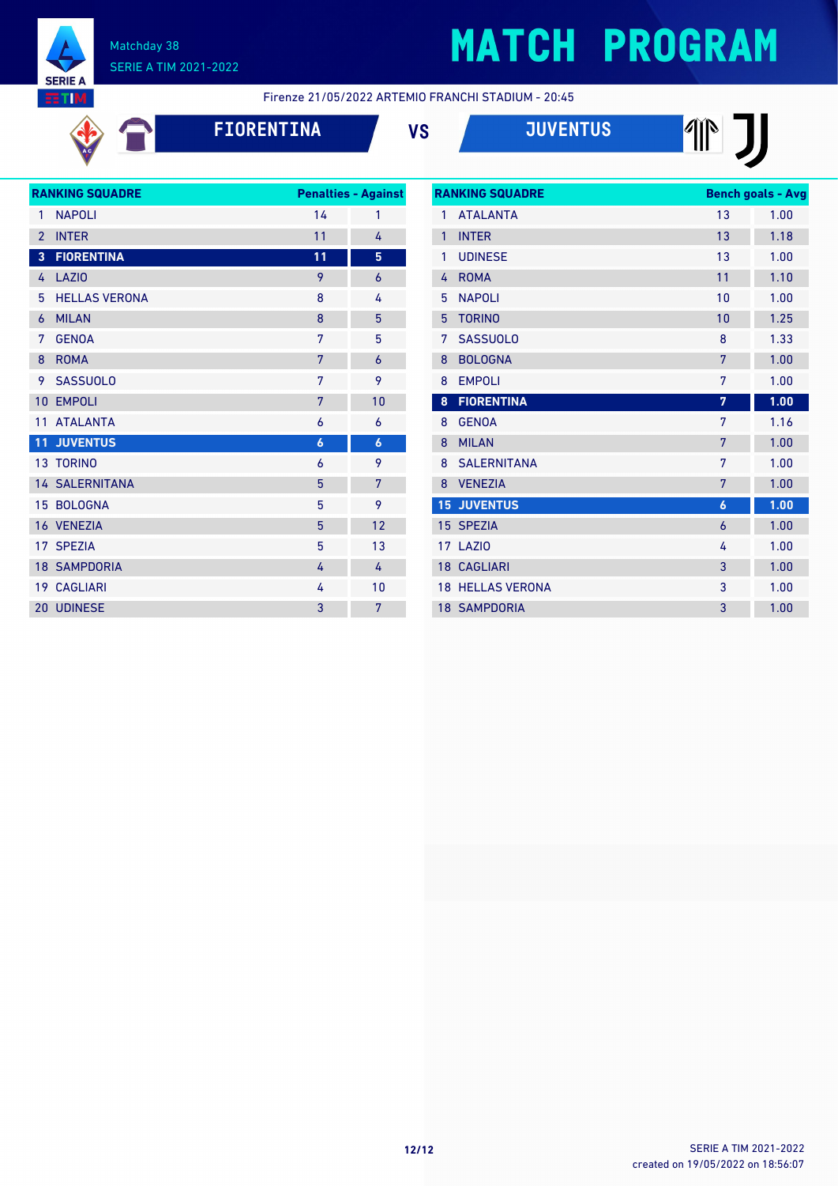Matchday 38
SERIE A TIM 2021-2022

# MATCH PROGRAM

Firenze 21/05/2022 ARTEMIO FRANCHI STADIUM - 20:45

**FIORENTINA** VS **JUVENTUS**

| RANKING SQUADRE | | Penalties | Against |
|---|---|---|---|
| 1 | NAPOLI | 14 | 1 |
| 2 | INTER | 11 | 4 |
| **3** | **FIORENTINA** | **11** | **5** |
| 4 | LAZIO | 9 | 6 |
| 5 | HELLAS VERONA | 8 | 4 |
| 6 | MILAN | 8 | 5 |
| 7 | GENOA | 7 | 5 |
| 8 | ROMA | 7 | 6 |
| 9 | SASSUOLO | 7 | 9 |
| 10 | EMPOLI | 7 | 10 |
| 11 | ATALANTA | 6 | 6 |
| **11** | **JUVENTUS** | **6** | **6** |
| 13 | TORINO | 6 | 9 |
| 14 | SALERNITANA | 5 | 7 |
| 15 | BOLOGNA | 5 | 9 |
| 16 | VENEZIA | 5 | 12 |
| 17 | SPEZIA | 5 | 13 |
| 18 | SAMPDORIA | 4 | 4 |
| 19 | CAGLIARI | 4 | 10 |
| 20 | UDINESE | 3 | 7 |

| RANKING SQUADRE | | Bench goals | Avg |
|---|---|---|---|
| 1 | ATALANTA | 13 | 1.00 |
| 1 | INTER | 13 | 1.18 |
| 1 | UDINESE | 13 | 1.00 |
| 4 | ROMA | 11 | 1.10 |
| 5 | NAPOLI | 10 | 1.00 |
| 5 | TORINO | 10 | 1.25 |
| 7 | SASSUOLO | 8 | 1.33 |
| 8 | BOLOGNA | 7 | 1.00 |
| 8 | EMPOLI | 7 | 1.00 |
| **8** | **FIORENTINA** | **7** | **1.00** |
| 8 | GENOA | 7 | 1.16 |
| 8 | MILAN | 7 | 1.00 |
| 8 | SALERNITANA | 7 | 1.00 |
| 8 | VENEZIA | 7 | 1.00 |
| **15** | **JUVENTUS** | **6** | **1.00** |
| 15 | SPEZIA | 6 | 1.00 |
| 17 | LAZIO | 4 | 1.00 |
| 18 | CAGLIARI | 3 | 1.00 |
| 18 | HELLAS VERONA | 3 | 1.00 |
| 18 | SAMPDORIA | 3 | 1.00 |

SERIE A TIM 2021-2022
created on 19/05/2022 on 18:56:07